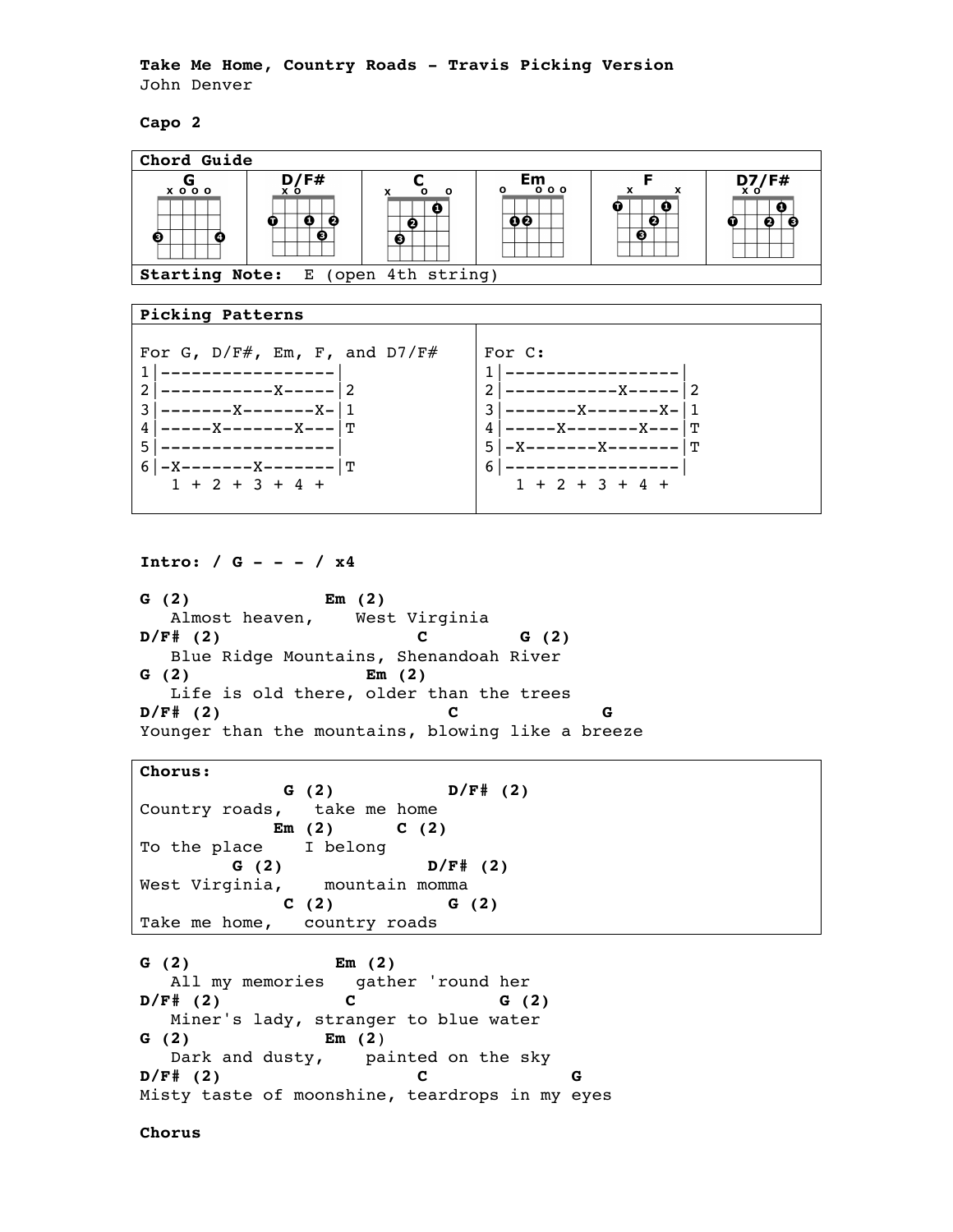**Take Me Home, Country Roads - Travis Picking Version**
John Denver

**Capo 2**

| Chord Guide | | | | | |
|---|---|---|---|---|---|
| G | D/F# | C | Em | F | D7/F# |
| **Starting Note:** E (open 4th string) | | | | | |

**Picking Patterns**

For G, D/F#, Em, F, and D7/F#

```
1|-----------------|
2|-----------X-----|2
3|-------X-------X-|1
4|-----X-------X---|T
5|-----------------|
6|-X-------X-------|T
   1 + 2 + 3 + 4 +
```

For C:

```
1|-----------------|
2|-----------X-----|2
3|-------X-------X-|1
4|-----X-------X---|T
5|-X-------X-------|T
6|-----------------|
   1 + 2 + 3 + 4 +
```

**Intro: / G - - - / x4**

```
G (2)              Em (2)
   Almost heaven,    West Virginia
D/F# (2)                    C         G (2)
   Blue Ridge Mountains, Shenandoah River
G (2)                   Em (2)
   Life is old there, older than the trees
D/F# (2)                       C              G
Younger than the mountains, blowing like a breeze
```

**Chorus:**

```
              G (2)           D/F# (2)
Country roads,   take me home
             Em (2)      C (2)
To the place    I belong
         G (2)              D/F# (2)
West Virginia,    mountain momma
              C (2)          G (2)
Take me home,   country roads
```

```
G (2)                Em (2)
   All my memories   gather 'round her
D/F# (2)             C              G (2)
   Miner's lady, stranger to blue water
G (2)                Em (2)
   Dark and dusty,     painted on the sky
D/F# (2)                    C             G
Misty taste of moonshine, teardrops in my eyes
```

**Chorus**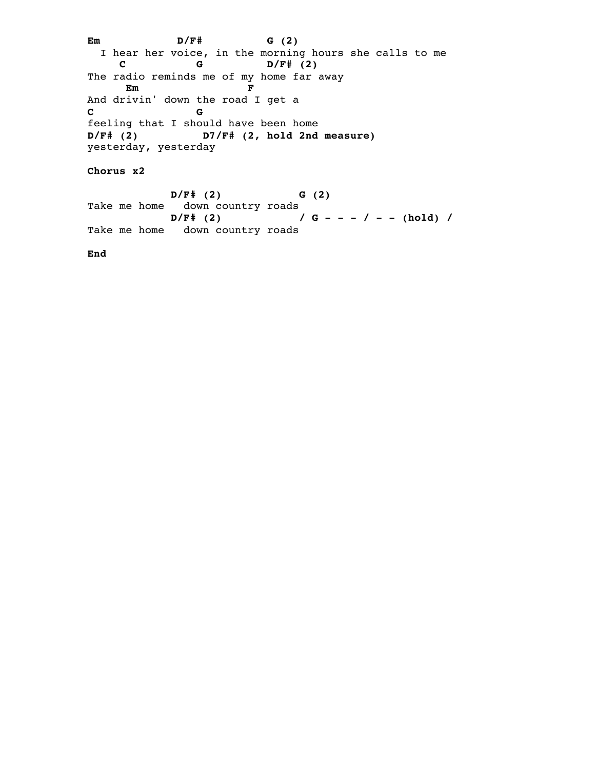```
Em             D/F#          G (2)
  I hear her voice, in the morning hours she calls to me
     C           G          D/F# (2)
The radio reminds me of my home far away
      Em                F
And drivin' down the road I get a
C              G
feeling that I should have been home
D/F# (2)          D7/F# (2, hold 2nd measure)
yesterday, yesterday
```

**Chorus x2**

```
             D/F# (2)            G (2)
Take me home   down country roads
             D/F# (2)            / G - - - / - - (hold) /
Take me home   down country roads
```

**End**